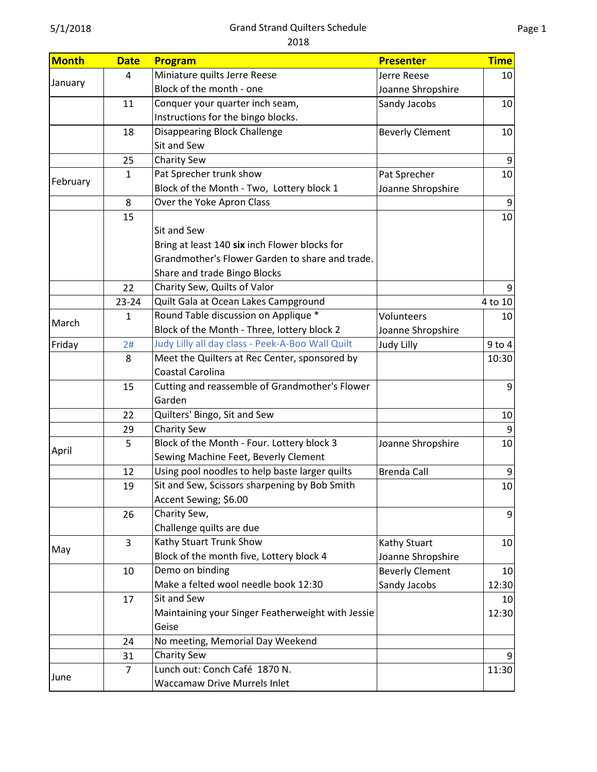# Grand Strand Quilters Schedule

2018

| Month | Date | Program | Presenter | Time |
|---|---|---|---|---|
| January | 4 | Miniature quilts Jerre Reese<br>Block of the month - one | Jerre Reese<br>Joanne Shropshire | 10 |
| | 11 | Conquer your quarter inch seam,<br>Instructions for the bingo blocks. | Sandy Jacobs | 10 |
| | 18 | Disappearing Block Challenge<br>Sit and Sew | Beverly Clement | 10 |
| | 25 | Charity Sew | | 9 |
| February | 1 | Pat Sprecher trunk show<br>Block of the Month - Two, Lottery block 1 | Pat Sprecher<br>Joanne Shropshire | 10 |
| | 8 | Over the Yoke Apron Class | | 9 |
| | 15 | Sit and Sew<br>Bring at least 140 **six** inch Flower blocks for Grandmother's Flower Garden to share and trade.<br>Share and trade Bingo Blocks | | 10 |
| | 22 | Charity Sew, Quilts of Valor | | 9 |
| | 23-24 | Quilt Gala at Ocean Lakes Campground | | 4 to 10 |
| March | 1 | Round Table discussion on Applique *<br>Block of the Month - Three, lottery block 2 | Volunteers<br>Joanne Shropshire | 10 |
| Friday | 2# | Judy Lilly all day class - Peek-A-Boo Wall Quilt | Judy Lilly | 9 to 4 |
| | 8 | Meet the Quilters at Rec Center, sponsored by Coastal Carolina | | 10:30 |
| | 15 | Cutting and reassemble of Grandmother's Flower Garden | | 9 |
| | 22 | Quilters' Bingo, Sit and Sew | | 10 |
| | 29 | Charity Sew | | 9 |
| April | 5 | Block of the Month - Four. Lottery block 3<br>Sewing Machine Feet, Beverly Clement | Joanne Shropshire | 10 |
| | 12 | Using pool noodles to help baste larger quilts | Brenda Call | 9 |
| | 19 | Sit and Sew, Scissors sharpening by Bob Smith<br>Accent Sewing; $6.00 | | 10 |
| | 26 | Charity Sew,<br>Challenge quilts are due | | 9 |
| May | 3 | Kathy Stuart Trunk Show<br>Block of the month five, Lottery block 4 | Kathy Stuart<br>Joanne Shropshire | 10 |
| | 10 | Demo on binding<br>Make a felted wool needle book 12:30 | Beverly Clement<br>Sandy Jacobs | 10<br>12:30 |
| | 17 | Sit and Sew<br>Maintaining your Singer Featherweight with Jessie Geise | | 10<br>12:30 |
| | 24 | No meeting, Memorial Day Weekend | | |
| | 31 | Charity Sew | | 9 |
| June | 7 | Lunch out: Conch Café 1870 N.<br>Waccamaw Drive Murrels Inlet | | 11:30 |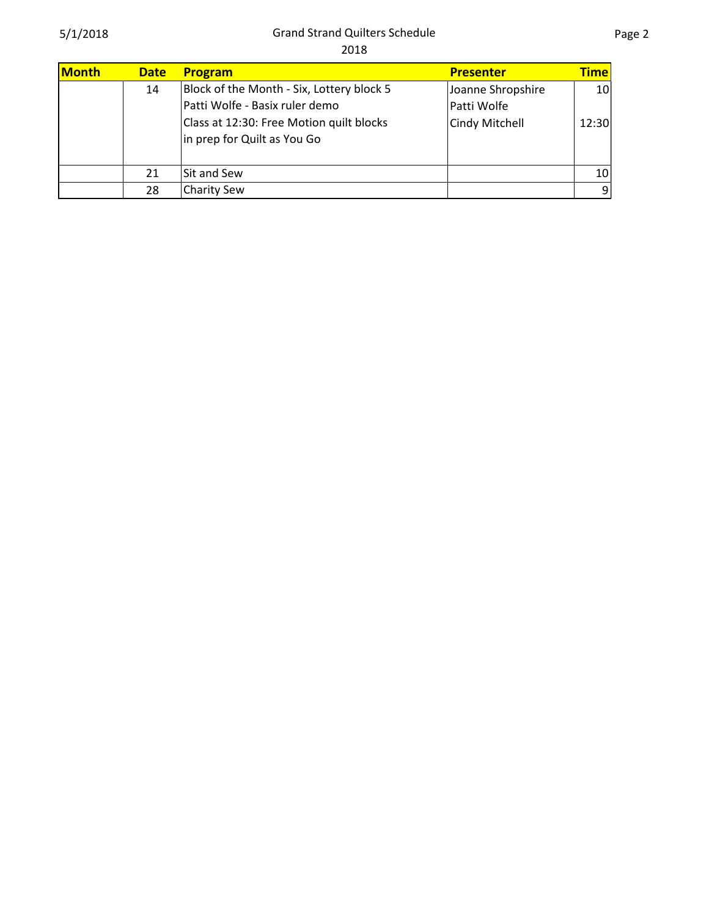| Month | Date | Program | Presenter | Time |
|---|---|---|---|---|
| | 14 | Block of the Month - Six, Lottery block 5<br>Patti Wolfe - Basix ruler demo<br>Class at 12:30: Free Motion quilt blocks in prep for Quilt as You Go | Joanne Shropshire<br>Patti Wolfe<br>Cindy Mitchell | 10<br><br>12:30 |
| | 21 | Sit and Sew | | 10 |
| | 28 | Charity Sew | | 9 |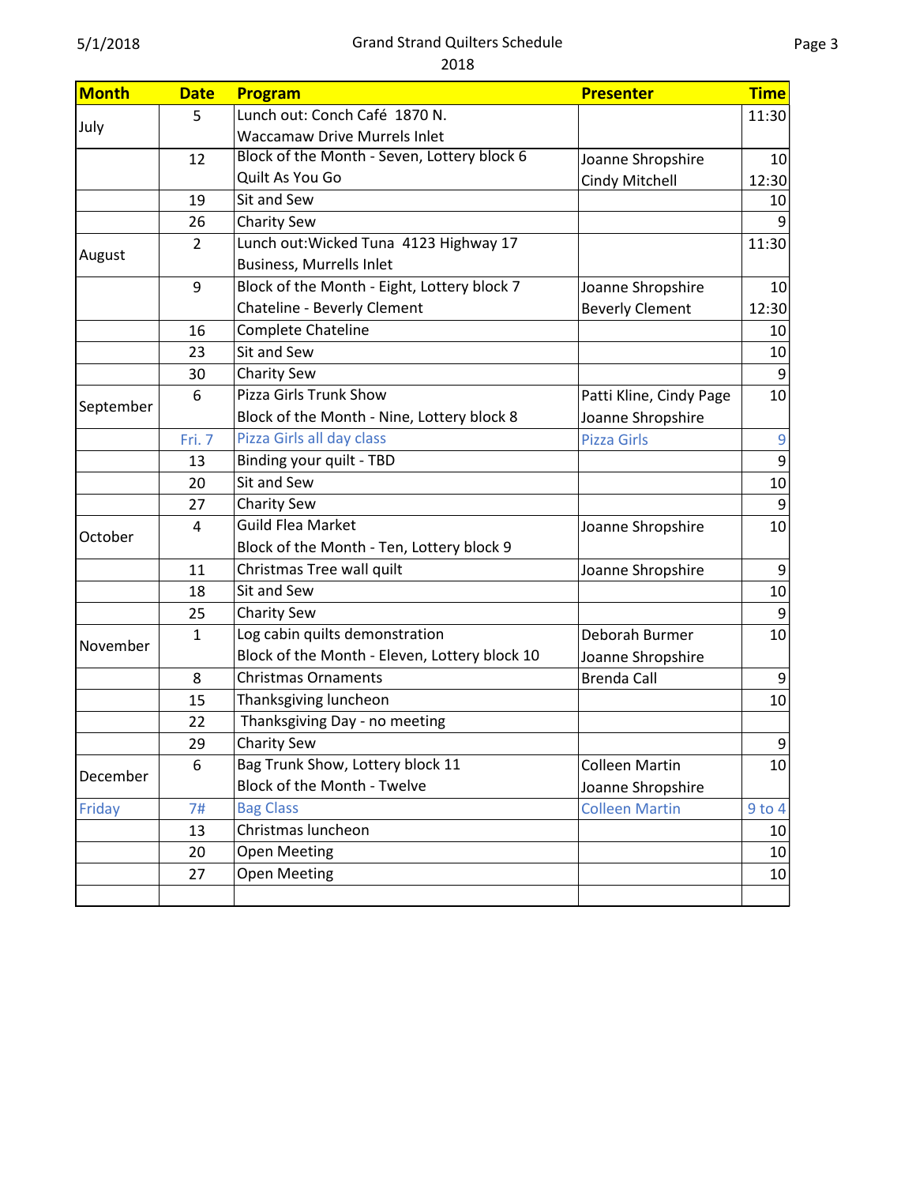# Grand Strand Quilters Schedule

2018

| Month | Date | Program | Presenter | Time |
|---|---|---|---|---|
| July | 5 | Lunch out: Conch Café 1870 N. Waccamaw Drive Murrels Inlet | | 11:30 |
| | 12 | Block of the Month - Seven, Lottery block 6<br>Quilt As You Go | Joanne Shropshire<br>Cindy Mitchell | 10<br>12:30 |
| | 19 | Sit and Sew | | 10 |
| | 26 | Charity Sew | | 9 |
| August | 2 | Lunch out:Wicked Tuna 4123 Highway 17 Business, Murrells Inlet | | 11:30 |
| | 9 | Block of the Month - Eight, Lottery block 7<br>Chateline - Beverly Clement | Joanne Shropshire<br>Beverly Clement | 10<br>12:30 |
| | 16 | Complete Chateline | | 10 |
| | 23 | Sit and Sew | | 10 |
| | 30 | Charity Sew | | 9 |
| September | 6 | Pizza Girls Trunk Show<br>Block of the Month - Nine, Lottery block 8 | Patti Kline, Cindy Page<br>Joanne Shropshire | 10 |
| | Fri. 7 | Pizza Girls all day class | Pizza Girls | 9 |
| | 13 | Binding your quilt - TBD | | 9 |
| | 20 | Sit and Sew | | 10 |
| | 27 | Charity Sew | | 9 |
| October | 4 | Guild Flea Market<br>Block of the Month - Ten, Lottery block 9 | Joanne Shropshire | 10 |
| | 11 | Christmas Tree wall quilt | Joanne Shropshire | 9 |
| | 18 | Sit and Sew | | 10 |
| | 25 | Charity Sew | | 9 |
| November | 1 | Log cabin quilts demonstration<br>Block of the Month - Eleven, Lottery block 10 | Deborah Burmer<br>Joanne Shropshire | 10 |
| | 8 | Christmas Ornaments | Brenda Call | 9 |
| | 15 | Thanksgiving luncheon | | 10 |
| | 22 | Thanksgiving Day - no meeting | | |
| | 29 | Charity Sew | | 9 |
| December | 6 | Bag Trunk Show, Lottery block 11<br>Block of the Month - Twelve | Colleen Martin<br>Joanne Shropshire | 10 |
| Friday | 7# | Bag Class | Colleen Martin | 9 to 4 |
| | 13 | Christmas luncheon | | 10 |
| | 20 | Open Meeting | | 10 |
| | 27 | Open Meeting | | 10 |
| | | | | |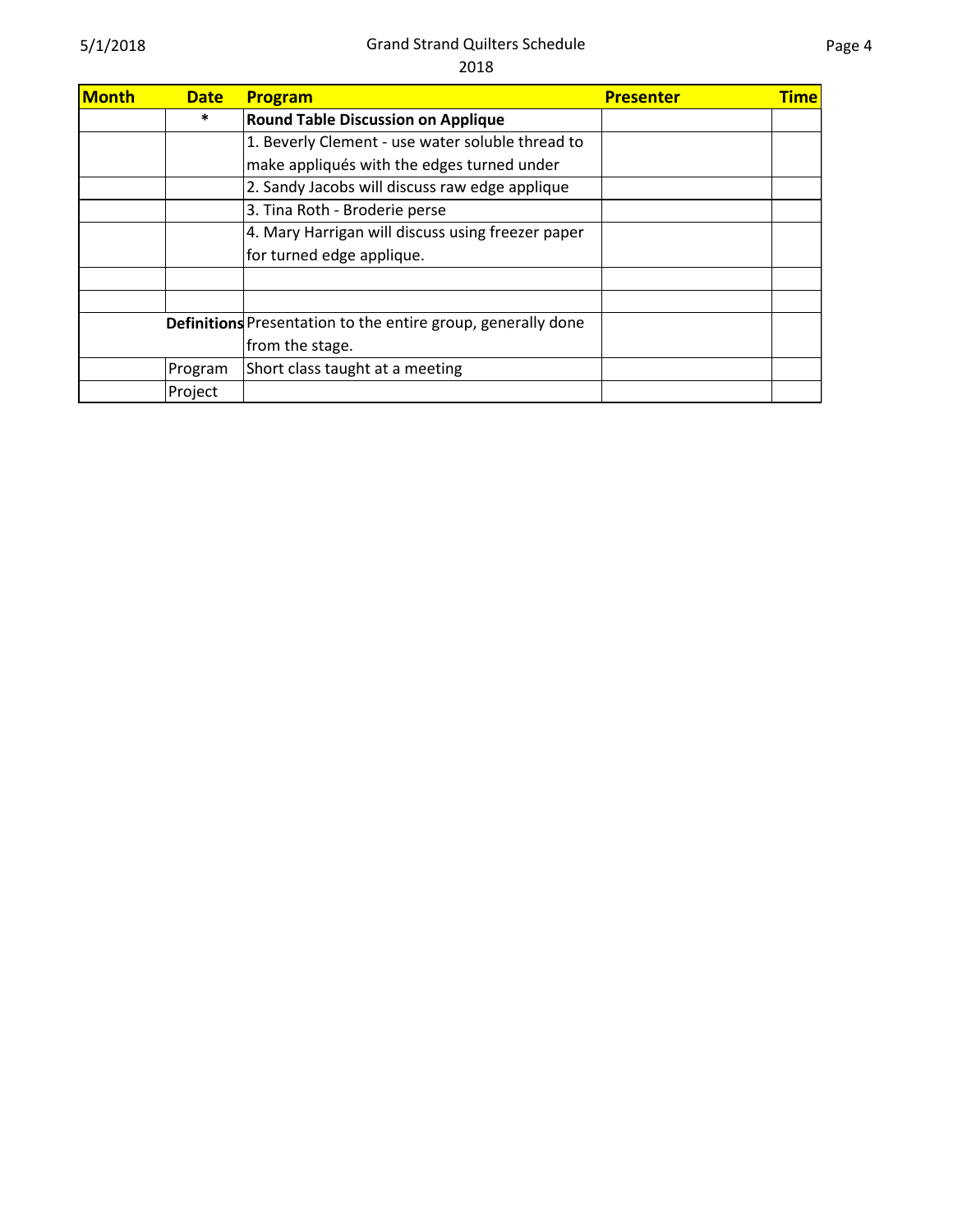| Month | Date | Program | Presenter | Time |
|---|---|---|---|---|
| | * | **Round Table Discussion on Applique** | | |
| | | 1. Beverly Clement - use water soluble thread to make appliqués with the edges turned under | | |
| | | 2. Sandy Jacobs will discuss raw edge applique | | |
| | | 3. Tina Roth - Broderie perse | | |
| | | 4. Mary Harrigan will discuss using freezer paper for turned edge applique. | | |
| | | | | |
| | | | | |
| | **Definitions** | Presentation to the entire group, generally done from the stage. | | |
| | Program | Short class taught at a meeting | | |
| | Project | | | |